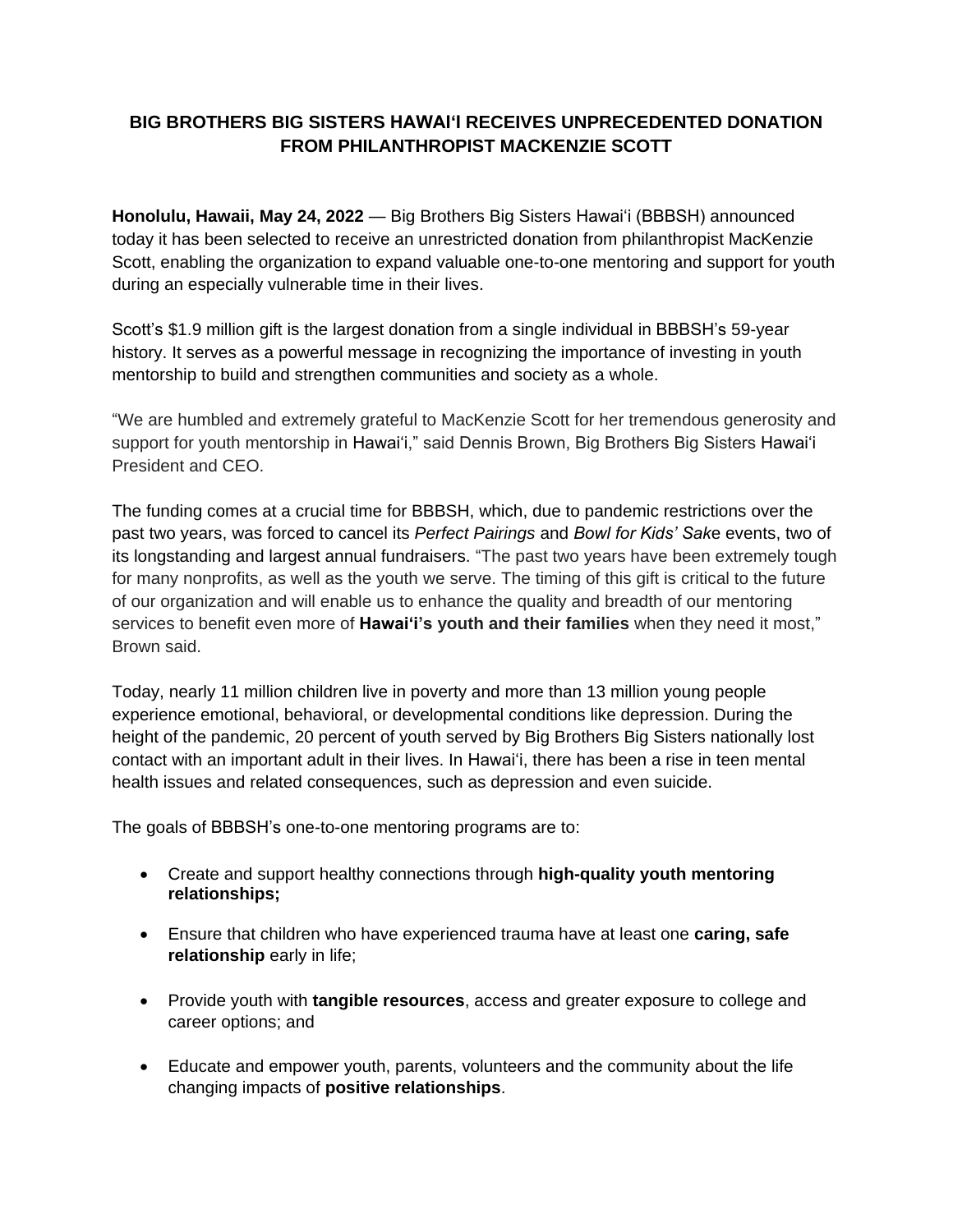# BIG BROTHERS BIG SISTERS HAWAIʻI RECEIVES UNPRECEDENTED DONATION FROM PHILANTHROPIST MACKENZIE SCOTT

**Honolulu, Hawaii, May 24, 2022** — Big Brothers Big Sisters Hawaiʻi (BBBSH) announced today it has been selected to receive an unrestricted donation from philanthropist MacKenzie Scott, enabling the organization to expand valuable one-to-one mentoring and support for youth during an especially vulnerable time in their lives.

Scott's $1.9 million gift is the largest donation from a single individual in BBBSH's 59-year history. It serves as a powerful message in recognizing the importance of investing in youth mentorship to build and strengthen communities and society as a whole.

"We are humbled and extremely grateful to MacKenzie Scott for her tremendous generosity and support for youth mentorship in Hawaiʻi," said Dennis Brown, Big Brothers Big Sisters Hawaiʻi President and CEO.

The funding comes at a crucial time for BBBSH, which, due to pandemic restrictions over the past two years, was forced to cancel its *Perfect Pairings* and *Bowl for Kids' Sak*e events, two of its longstanding and largest annual fundraisers. "The past two years have been extremely tough for many nonprofits, as well as the youth we serve. The timing of this gift is critical to the future of our organization and will enable us to enhance the quality and breadth of our mentoring services to benefit even more of **Hawaiʻi's youth and their families** when they need it most," Brown said.

Today, nearly 11 million children live in poverty and more than 13 million young people experience emotional, behavioral, or developmental conditions like depression. During the height of the pandemic, 20 percent of youth served by Big Brothers Big Sisters nationally lost contact with an important adult in their lives. In Hawaiʻi, there has been a rise in teen mental health issues and related consequences, such as depression and even suicide.

The goals of BBBSH's one-to-one mentoring programs are to:

- Create and support healthy connections through **high-quality youth mentoring relationships;**
- Ensure that children who have experienced trauma have at least one **caring, safe relationship** early in life;
- Provide youth with **tangible resources**, access and greater exposure to college and career options; and
- Educate and empower youth, parents, volunteers and the community about the life changing impacts of **positive relationships**.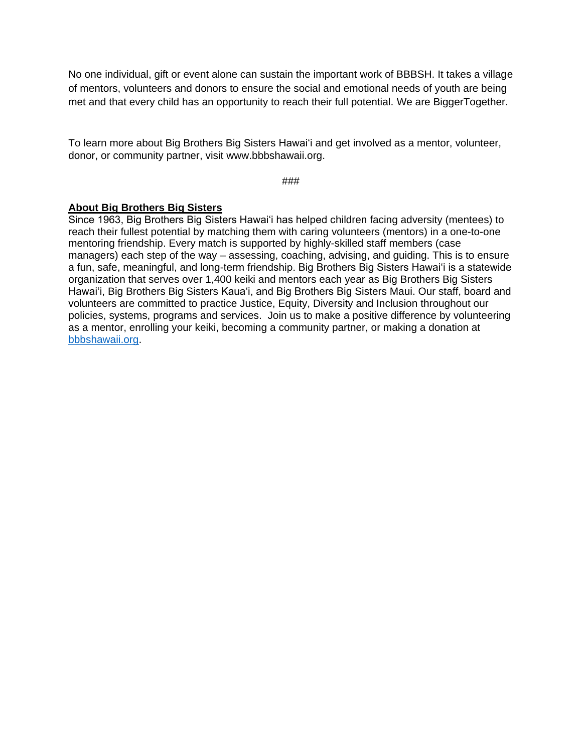No one individual, gift or event alone can sustain the important work of BBBSH. It takes a village of mentors, volunteers and donors to ensure the social and emotional needs of youth are being met and that every child has an opportunity to reach their full potential. We are BiggerTogether.

To learn more about Big Brothers Big Sisters Hawai'i and get involved as a mentor, volunteer, donor, or community partner, visit www.bbbshawaii.org.

###

**About Big Brothers Big Sisters**

Since 1963, Big Brothers Big Sisters Hawai'i has helped children facing adversity (mentees) to reach their fullest potential by matching them with caring volunteers (mentors) in a one-to-one mentoring friendship. Every match is supported by highly-skilled staff members (case managers) each step of the way – assessing, coaching, advising, and guiding. This is to ensure a fun, safe, meaningful, and long-term friendship. Big Brothers Big Sisters Hawai'i is a statewide organization that serves over 1,400 keiki and mentors each year as Big Brothers Big Sisters Hawai'i, Big Brothers Big Sisters Kaua'i, and Big Brothers Big Sisters Maui. Our staff, board and volunteers are committed to practice Justice, Equity, Diversity and Inclusion throughout our policies, systems, programs and services. Join us to make a positive difference by volunteering as a mentor, enrolling your keiki, becoming a community partner, or making a donation at [bbbshawaii.org](http://bbbshawaii.org).